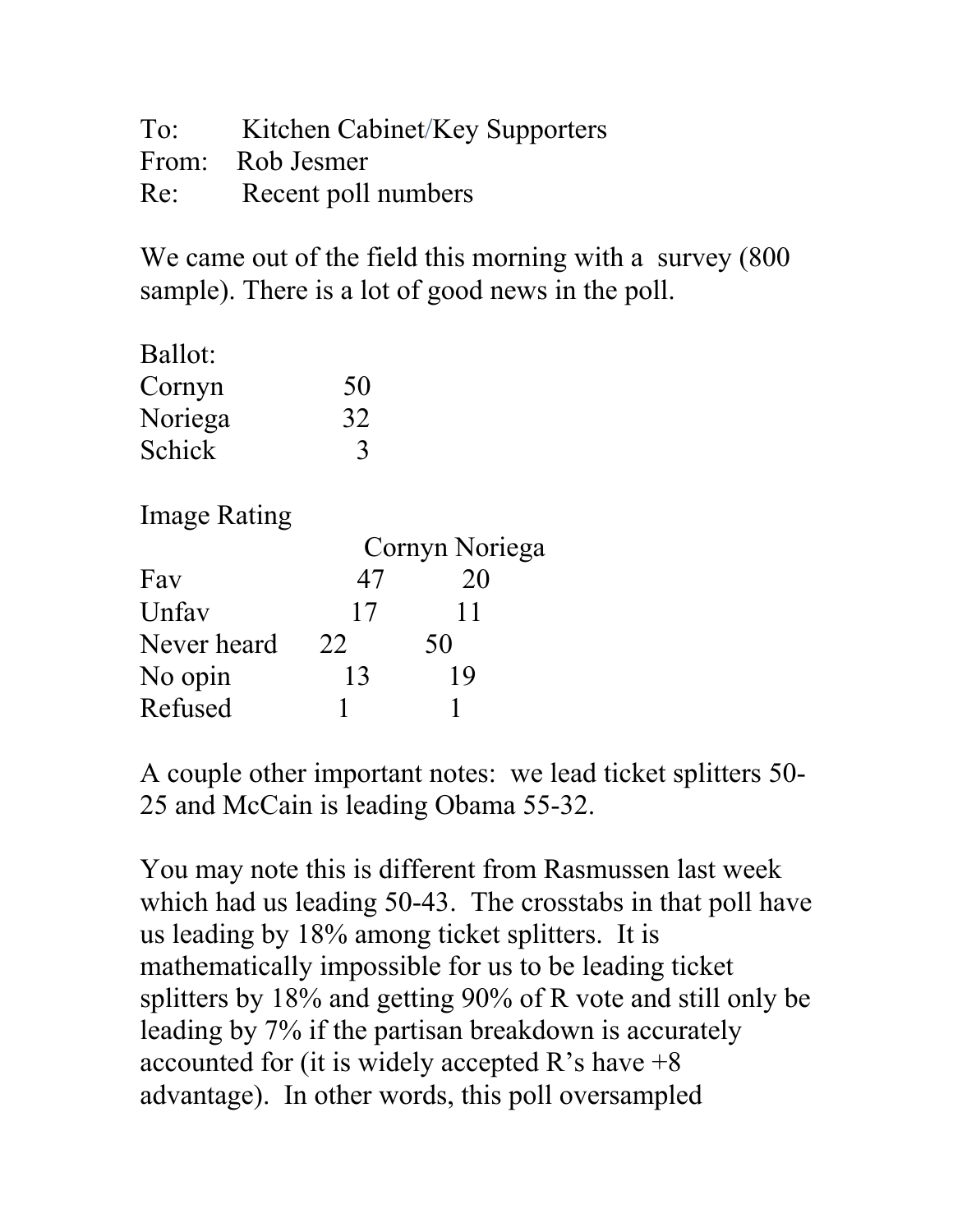To: Kitchen Cabinet/Key Supporters
From: Rob Jesmer
Re: Recent poll numbers

We came out of the field this morning with a survey (800 sample). There is a lot of good news in the poll.

Ballot:

| | |
|---|---|
| Cornyn | 50 |
| Noriega | 32 |
| Schick | 3 |

Image Rating

| | Cornyn | Noriega |
|---|---|---|
| Fav | 47 | 20 |
| Unfav | 17 | 11 |
| Never heard | 22 | 50 |
| No opin | 13 | 19 |
| Refused | 1 | 1 |

A couple other important notes: we lead ticket splitters 50-25 and McCain is leading Obama 55-32.

You may note this is different from Rasmussen last week which had us leading 50-43. The crosstabs in that poll have us leading by 18% among ticket splitters. It is mathematically impossible for us to be leading ticket splitters by 18% and getting 90% of R vote and still only be leading by 7% if the partisan breakdown is accurately accounted for (it is widely accepted R's have +8 advantage). In other words, this poll oversampled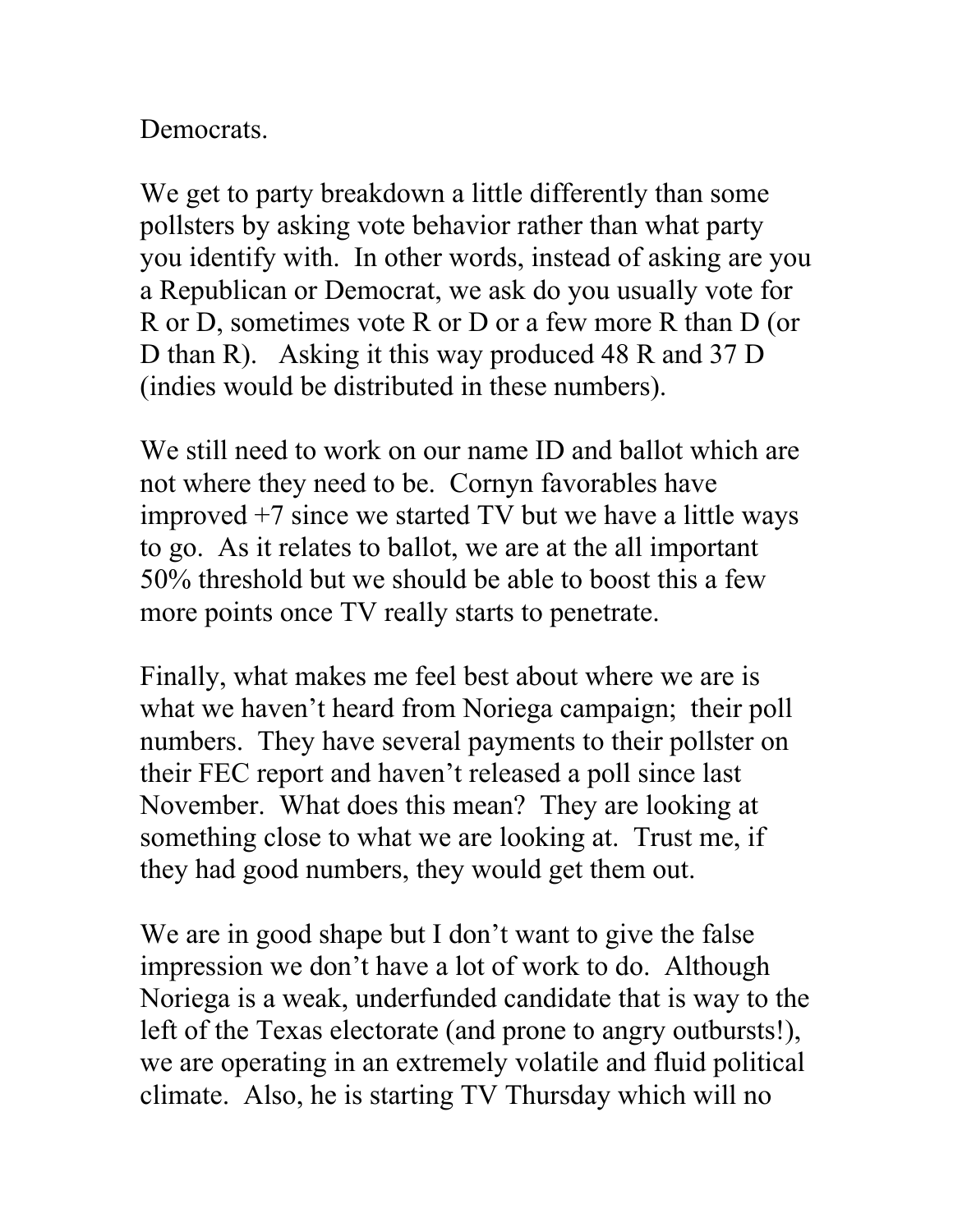Democrats.

We get to party breakdown a little differently than some pollsters by asking vote behavior rather than what party you identify with. In other words, instead of asking are you a Republican or Democrat, we ask do you usually vote for R or D, sometimes vote R or D or a few more R than D (or D than R). Asking it this way produced 48 R and 37 D (indies would be distributed in these numbers).

We still need to work on our name ID and ballot which are not where they need to be. Cornyn favorables have improved +7 since we started TV but we have a little ways to go. As it relates to ballot, we are at the all important 50% threshold but we should be able to boost this a few more points once TV really starts to penetrate.

Finally, what makes me feel best about where we are is what we haven't heard from Noriega campaign; their poll numbers. They have several payments to their pollster on their FEC report and haven't released a poll since last November. What does this mean? They are looking at something close to what we are looking at. Trust me, if they had good numbers, they would get them out.

We are in good shape but I don't want to give the false impression we don't have a lot of work to do. Although Noriega is a weak, underfunded candidate that is way to the left of the Texas electorate (and prone to angry outbursts!), we are operating in an extremely volatile and fluid political climate. Also, he is starting TV Thursday which will no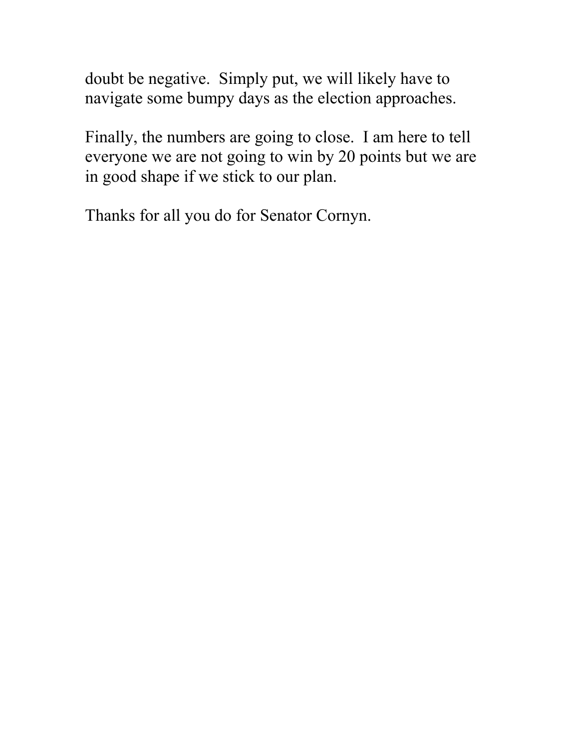doubt be negative. Simply put, we will likely have to navigate some bumpy days as the election approaches.

Finally, the numbers are going to close. I am here to tell everyone we are not going to win by 20 points but we are in good shape if we stick to our plan.

Thanks for all you do for Senator Cornyn.